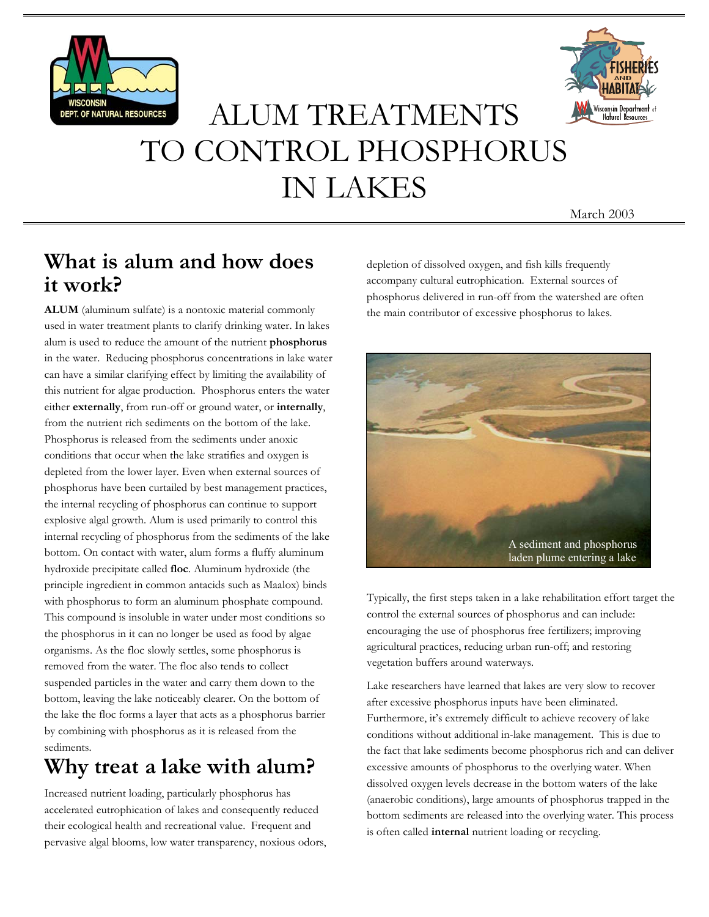# ALUM TREATMENTS TO CONTROL PHOSPHORUS IN LAKES

March 2003

## What is alum and how does it work?

**ALUM** (aluminum sulfate) is a nontoxic material commonly used in water treatment plants to clarify drinking water. In lakes alum is used to reduce the amount of the nutrient **phosphorus** in the water. Reducing phosphorus concentrations in lake water can have a similar clarifying effect by limiting the availability of this nutrient for algae production. Phosphorus enters the water either **externally**, from run-off or ground water, or **internally**, from the nutrient rich sediments on the bottom of the lake. Phosphorus is released from the sediments under anoxic conditions that occur when the lake stratifies and oxygen is depleted from the lower layer. Even when external sources of phosphorus have been curtailed by best management practices, the internal recycling of phosphorus can continue to support explosive algal growth. Alum is used primarily to control this internal recycling of phosphorus from the sediments of the lake bottom. On contact with water, alum forms a fluffy aluminum hydroxide precipitate called **floc**. Aluminum hydroxide (the principle ingredient in common antacids such as Maalox) binds with phosphorus to form an aluminum phosphate compound. This compound is insoluble in water under most conditions so the phosphorus in it can no longer be used as food by algae organisms. As the floc slowly settles, some phosphorus is removed from the water. The floc also tends to collect suspended particles in the water and carry them down to the bottom, leaving the lake noticeably clearer. On the bottom of the lake the floc forms a layer that acts as a phosphorus barrier by combining with phosphorus as it is released from the sediments.

## Why treat a lake with alum?

Increased nutrient loading, particularly phosphorus has accelerated eutrophication of lakes and consequently reduced their ecological health and recreational value. Frequent and pervasive algal blooms, low water transparency, noxious odors, depletion of dissolved oxygen, and fish kills frequently accompany cultural eutrophication. External sources of phosphorus delivered in run-off from the watershed are often the main contributor of excessive phosphorus to lakes.

A sediment and phosphorus laden plume entering a lake

Typically, the first steps taken in a lake rehabilitation effort target the control the external sources of phosphorus and can include: encouraging the use of phosphorus free fertilizers; improving agricultural practices, reducing urban run-off; and restoring vegetation buffers around waterways.

Lake researchers have learned that lakes are very slow to recover after excessive phosphorus inputs have been eliminated. Furthermore, it's extremely difficult to achieve recovery of lake conditions without additional in-lake management. This is due to the fact that lake sediments become phosphorus rich and can deliver excessive amounts of phosphorus to the overlying water. When dissolved oxygen levels decrease in the bottom waters of the lake (anaerobic conditions), large amounts of phosphorus trapped in the bottom sediments are released into the overlying water. This process is often called **internal** nutrient loading or recycling.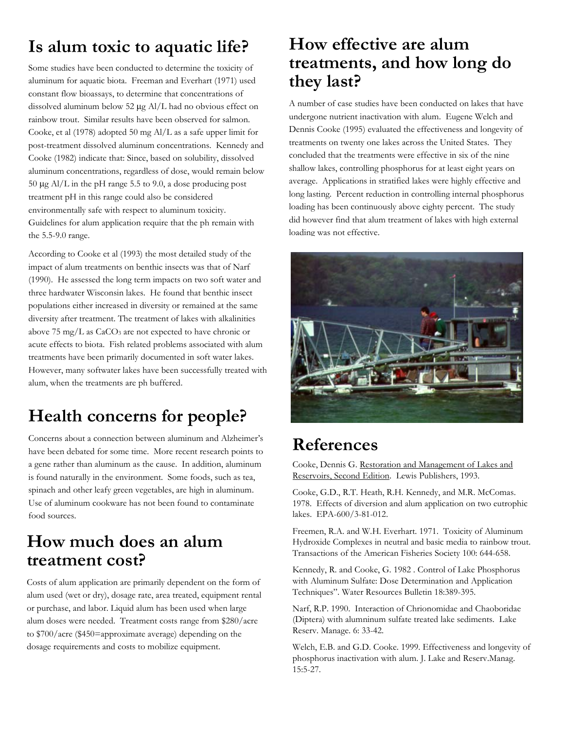## Is alum toxic to aquatic life?

Some studies have been conducted to determine the toxicity of aluminum for aquatic biota. Freeman and Everhart (1971) used constant flow bioassays, to determine that concentrations of dissolved aluminum below 52 μg Al/L had no obvious effect on rainbow trout. Similar results have been observed for salmon. Cooke, et al (1978) adopted 50 mg Al/L as a safe upper limit for post-treatment dissolved aluminum concentrations. Kennedy and Cooke (1982) indicate that: Since, based on solubility, dissolved aluminum concentrations, regardless of dose, would remain below 50 μg Al/L in the pH range 5.5 to 9.0, a dose producing post treatment pH in this range could also be considered environmentally safe with respect to aluminum toxicity. Guidelines for alum application require that the ph remain with the 5.5-9.0 range.

According to Cooke et al (1993) the most detailed study of the impact of alum treatments on benthic insects was that of Narf (1990). He assessed the long term impacts on two soft water and three hardwater Wisconsin lakes. He found that benthic insect populations either increased in diversity or remained at the same diversity after treatment. The treatment of lakes with alkalinities above 75 mg/L as $CaCO_3$ are not expected to have chronic or acute effects to biota. Fish related problems associated with alum treatments have been primarily documented in soft water lakes. However, many softwater lakes have been successfully treated with alum, when the treatments are ph buffered.

## Health concerns for people?

Concerns about a connection between aluminum and Alzheimer's have been debated for some time. More recent research points to a gene rather than aluminum as the cause. In addition, aluminum is found naturally in the environment. Some foods, such as tea, spinach and other leafy green vegetables, are high in aluminum. Use of aluminum cookware has not been found to contaminate food sources.

## How much does an alum treatment cost?

Costs of alum application are primarily dependent on the form of alum used (wet or dry), dosage rate, area treated, equipment rental or purchase, and labor. Liquid alum has been used when large alum doses were needed. Treatment costs range from $280/acre to $700/acre ($450=approximate average) depending on the dosage requirements and costs to mobilize equipment.

## How effective are alum treatments, and how long do they last?

A number of case studies have been conducted on lakes that have undergone nutrient inactivation with alum. Eugene Welch and Dennis Cooke (1995) evaluated the effectiveness and longevity of treatments on twenty one lakes across the United States. They concluded that the treatments were effective in six of the nine shallow lakes, controlling phosphorus for at least eight years on average. Applications in stratified lakes were highly effective and long lasting. Percent reduction in controlling internal phosphorus loading has been continuously above eighty percent. The study did however find that alum treatment of lakes with high external loading was not effective.

## References

Cooke, Dennis G. Restoration and Management of Lakes and Reservoirs, Second Edition. Lewis Publishers, 1993.

Cooke, G.D., R.T. Heath, R.H. Kennedy, and M.R. McComas. 1978. Effects of diversion and alum application on two eutrophic lakes. EPA-600/3-81-012.

Freemen, R.A. and W.H. Everhart. 1971. Toxicity of Aluminum Hydroxide Complexes in neutral and basic media to rainbow trout. Transactions of the American Fisheries Society 100: 644-658.

Kennedy, R. and Cooke, G. 1982 . Control of Lake Phosphorus with Aluminum Sulfate: Dose Determination and Application Techniques". Water Resources Bulletin 18:389-395.

Narf, R.P. 1990. Interaction of Chrionomidae and Chaoboridae (Diptera) with alumninum sulfate treated lake sediments. Lake Reserv. Manage. 6: 33-42.

Welch, E.B. and G.D. Cooke. 1999. Effectiveness and longevity of phosphorus inactivation with alum. J. Lake and Reserv.Manag. 15:5-27.